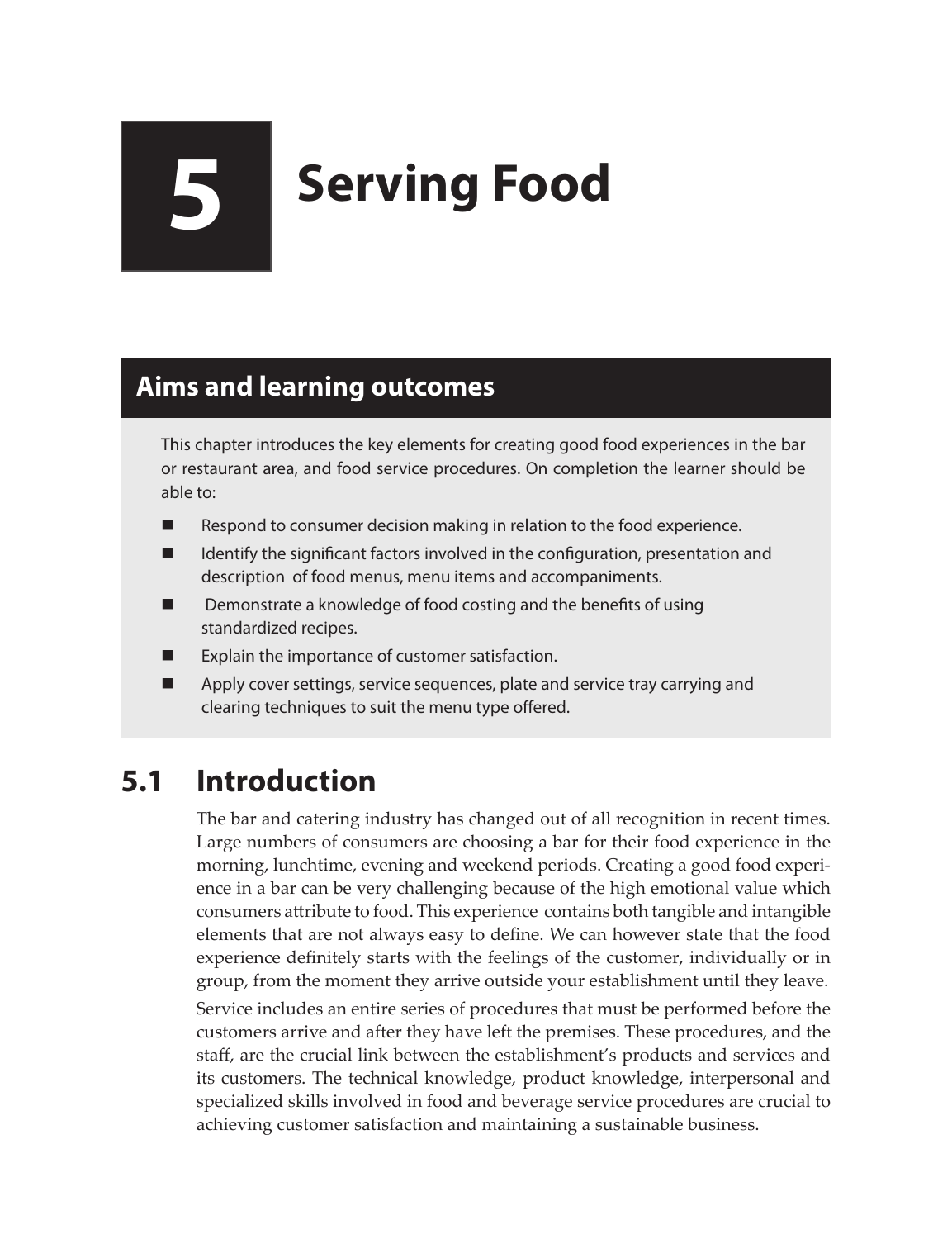# 5 Serving Food

## Aims and learning outcomes

This chapter introduces the key elements for creating good food experiences in the bar or restaurant area, and food service procedures. On completion the learner should be able to:

- Respond to consumer decision making in relation to the food experience.
- Identify the significant factors involved in the configuration, presentation and description of food menus, menu items and accompaniments.
- Demonstrate a knowledge of food costing and the benefits of using standardized recipes.
- Explain the importance of customer satisfaction.
- Apply cover settings, service sequences, plate and service tray carrying and clearing techniques to suit the menu type offered.

## 5.1 Introduction

The bar and catering industry has changed out of all recognition in recent times. Large numbers of consumers are choosing a bar for their food experience in the morning, lunchtime, evening and weekend periods. Creating a good food experience in a bar can be very challenging because of the high emotional value which consumers attribute to food. This experience contains both tangible and intangible elements that are not always easy to define. We can however state that the food experience definitely starts with the feelings of the customer, individually or in group, from the moment they arrive outside your establishment until they leave.

Service includes an entire series of procedures that must be performed before the customers arrive and after they have left the premises. These procedures, and the staff, are the crucial link between the establishment's products and services and its customers. The technical knowledge, product knowledge, interpersonal and specialized skills involved in food and beverage service procedures are crucial to achieving customer satisfaction and maintaining a sustainable business.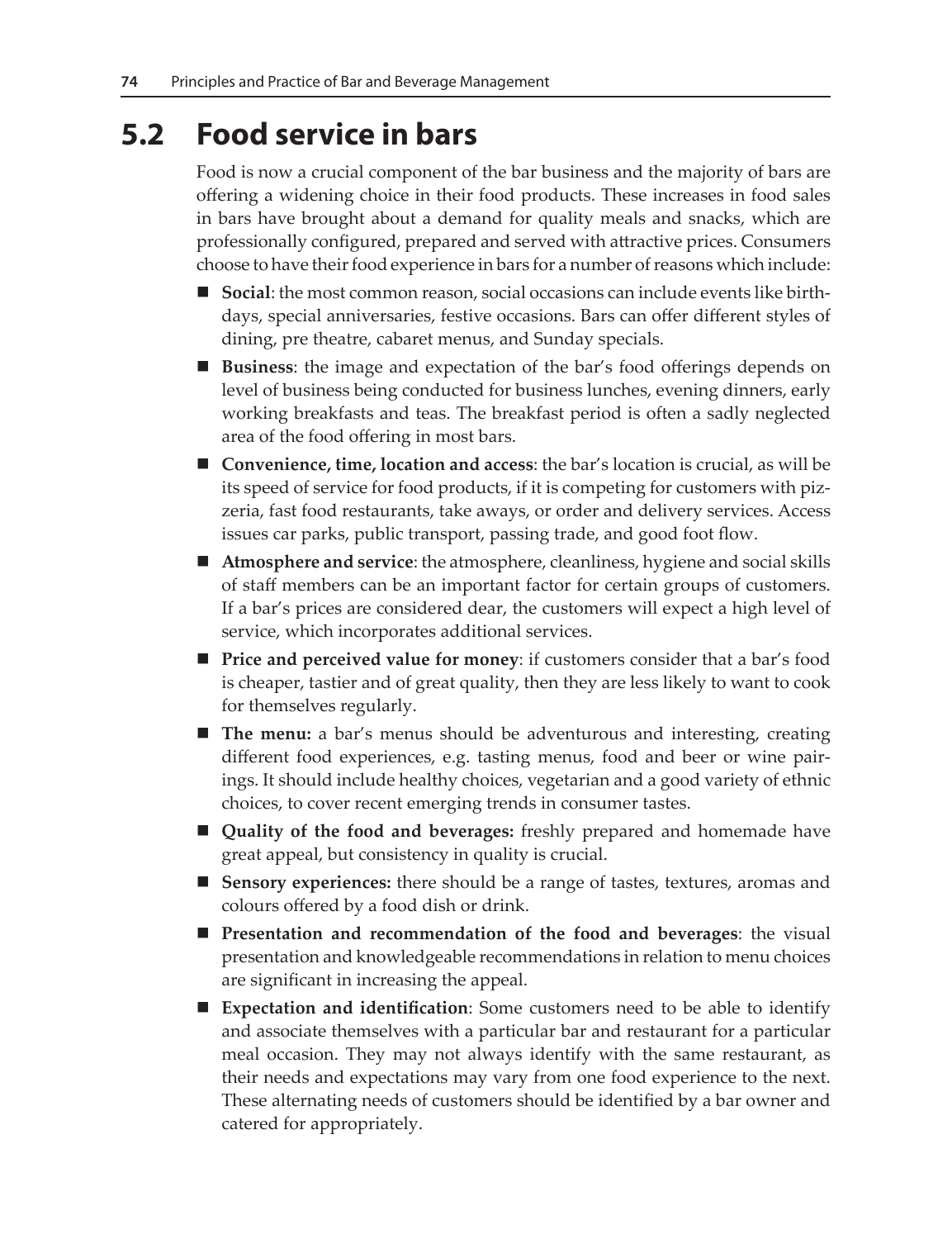## 5.2 Food service in bars

Food is now a crucial component of the bar business and the majority of bars are offering a widening choice in their food products. These increases in food sales in bars have brought about a demand for quality meals and snacks, which are professionally configured, prepared and served with attractive prices. Consumers choose to have their food experience in bars for a number of reasons which include:

- **Social**: the most common reason, social occasions can include events like birthdays, special anniversaries, festive occasions. Bars can offer different styles of dining, pre theatre, cabaret menus, and Sunday specials.
- **Business**: the image and expectation of the bar's food offerings depends on level of business being conducted for business lunches, evening dinners, early working breakfasts and teas. The breakfast period is often a sadly neglected area of the food offering in most bars.
- **Convenience, time, location and access**: the bar's location is crucial, as will be its speed of service for food products, if it is competing for customers with pizzeria, fast food restaurants, take aways, or order and delivery services. Access issues car parks, public transport, passing trade, and good foot flow.
- **Atmosphere and service**: the atmosphere, cleanliness, hygiene and social skills of staff members can be an important factor for certain groups of customers. If a bar's prices are considered dear, the customers will expect a high level of service, which incorporates additional services.
- **Price and perceived value for money**: if customers consider that a bar's food is cheaper, tastier and of great quality, then they are less likely to want to cook for themselves regularly.
- **The menu:** a bar's menus should be adventurous and interesting, creating different food experiences, e.g. tasting menus, food and beer or wine pairings. It should include healthy choices, vegetarian and a good variety of ethnic choices, to cover recent emerging trends in consumer tastes.
- **Quality of the food and beverages:** freshly prepared and homemade have great appeal, but consistency in quality is crucial.
- **Sensory experiences:** there should be a range of tastes, textures, aromas and colours offered by a food dish or drink.
- **Presentation and recommendation of the food and beverages**: the visual presentation and knowledgeable recommendations in relation to menu choices are significant in increasing the appeal.
- **Expectation and identification**: Some customers need to be able to identify and associate themselves with a particular bar and restaurant for a particular meal occasion. They may not always identify with the same restaurant, as their needs and expectations may vary from one food experience to the next. These alternating needs of customers should be identified by a bar owner and catered for appropriately.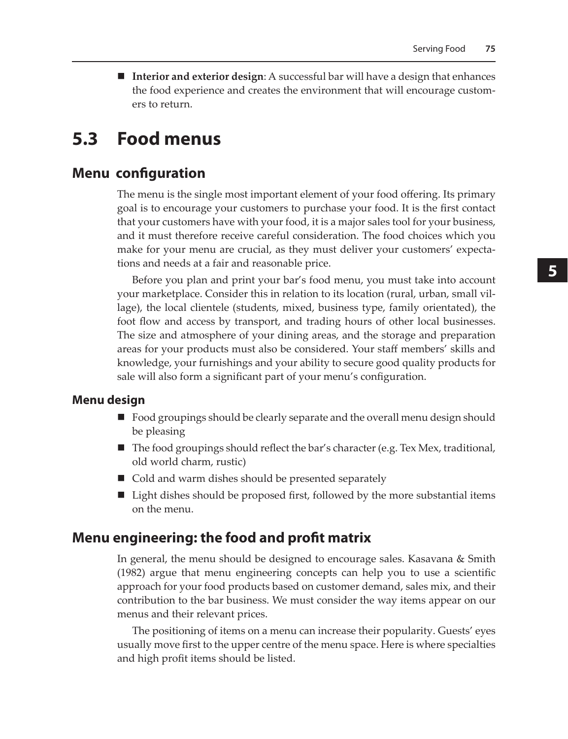- **Interior and exterior design**: A successful bar will have a design that enhances the food experience and creates the environment that will encourage customers to return.

# 5.3 Food menus

## Menu configuration

The menu is the single most important element of your food offering. Its primary goal is to encourage your customers to purchase your food. It is the first contact that your customers have with your food, it is a major sales tool for your business, and it must therefore receive careful consideration. The food choices which you make for your menu are crucial, as they must deliver your customers' expectations and needs at a fair and reasonable price.

Before you plan and print your bar's food menu, you must take into account your marketplace. Consider this in relation to its location (rural, urban, small village), the local clientele (students, mixed, business type, family orientated), the foot flow and access by transport, and trading hours of other local businesses. The size and atmosphere of your dining areas, and the storage and preparation areas for your products must also be considered. Your staff members' skills and knowledge, your furnishings and your ability to secure good quality products for sale will also form a significant part of your menu's configuration.

### Menu design

- Food groupings should be clearly separate and the overall menu design should be pleasing
- The food groupings should reflect the bar's character (e.g. Tex Mex, traditional, old world charm, rustic)
- Cold and warm dishes should be presented separately
- Light dishes should be proposed first, followed by the more substantial items on the menu.

## Menu engineering: the food and profit matrix

In general, the menu should be designed to encourage sales. Kasavana & Smith (1982) argue that menu engineering concepts can help you to use a scientific approach for your food products based on customer demand, sales mix, and their contribution to the bar business. We must consider the way items appear on our menus and their relevant prices.

The positioning of items on a menu can increase their popularity. Guests' eyes usually move first to the upper centre of the menu space. Here is where specialties and high profit items should be listed.